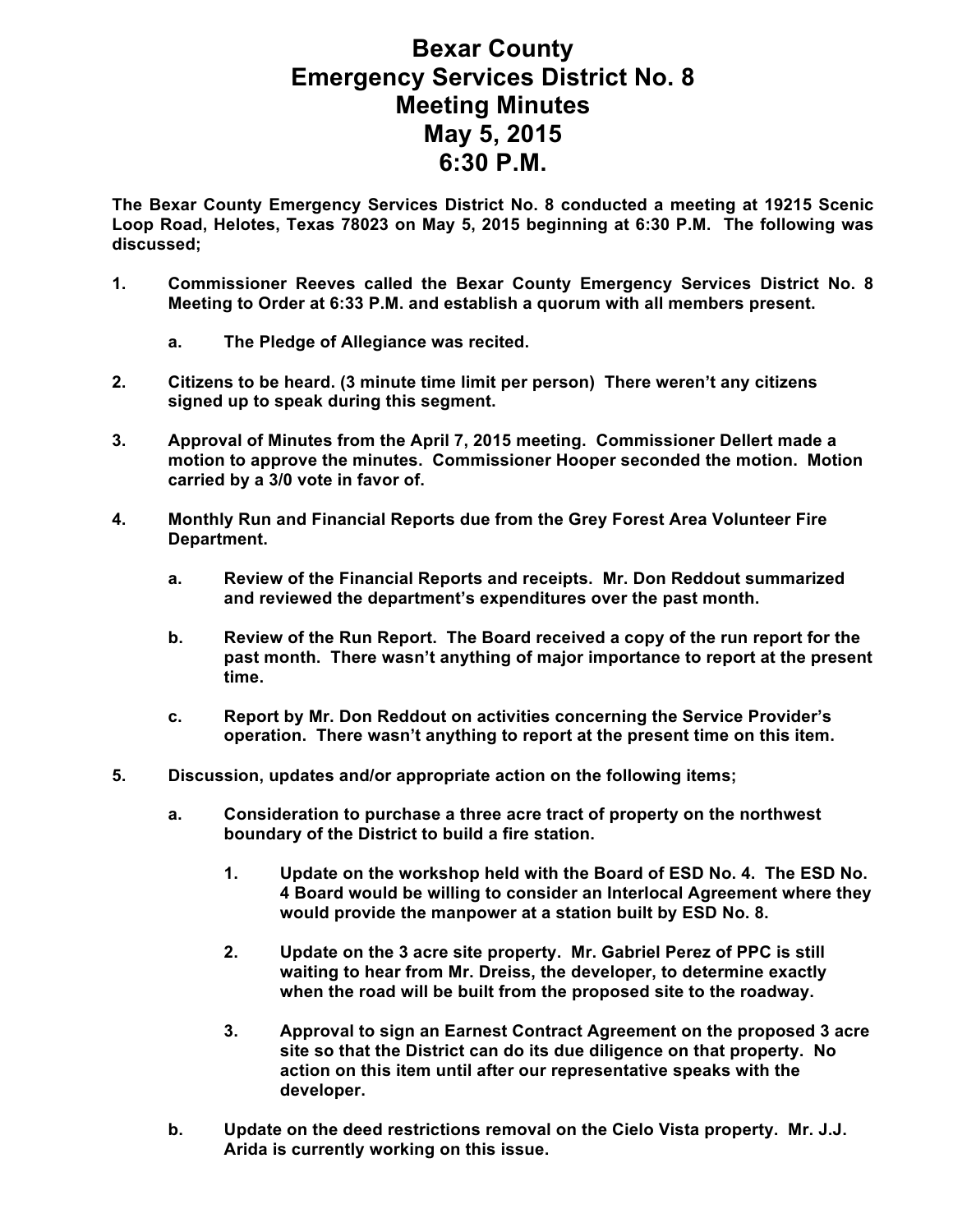# Bexar County
# Emergency Services District No. 8
# Meeting Minutes
# May 5, 2015
# 6:30 P.M.

**The Bexar County Emergency Services District No. 8 conducted a meeting at 19215 Scenic Loop Road, Helotes, Texas 78023 on May 5, 2015 beginning at 6:30 P.M. The following was discussed;**

1. **Commissioner Reeves called the Bexar County Emergency Services District No. 8 Meeting to Order at 6:33 P.M. and establish a quorum with all members present.**
   a. **The Pledge of Allegiance was recited.**

2. **Citizens to be heard. (3 minute time limit per person) There weren't any citizens signed up to speak during this segment.**

3. **Approval of Minutes from the April 7, 2015 meeting. Commissioner Dellert made a motion to approve the minutes. Commissioner Hooper seconded the motion. Motion carried by a 3/0 vote in favor of.**

4. **Monthly Run and Financial Reports due from the Grey Forest Area Volunteer Fire Department.**
   a. **Review of the Financial Reports and receipts. Mr. Don Reddout summarized and reviewed the department's expenditures over the past month.**
   b. **Review of the Run Report. The Board received a copy of the run report for the past month. There wasn't anything of major importance to report at the present time.**
   c. **Report by Mr. Don Reddout on activities concerning the Service Provider's operation. There wasn't anything to report at the present time on this item.**

5. **Discussion, updates and/or appropriate action on the following items;**
   a. **Consideration to purchase a three acre tract of property on the northwest boundary of the District to build a fire station.**
      1. **Update on the workshop held with the Board of ESD No. 4. The ESD No. 4 Board would be willing to consider an Interlocal Agreement where they would provide the manpower at a station built by ESD No. 8.**
      2. **Update on the 3 acre site property. Mr. Gabriel Perez of PPC is still waiting to hear from Mr. Dreiss, the developer, to determine exactly when the road will be built from the proposed site to the roadway.**
      3. **Approval to sign an Earnest Contract Agreement on the proposed 3 acre site so that the District can do its due diligence on that property. No action on this item until after our representative speaks with the developer.**
   b. **Update on the deed restrictions removal on the Cielo Vista property. Mr. J.J. Arida is currently working on this issue.**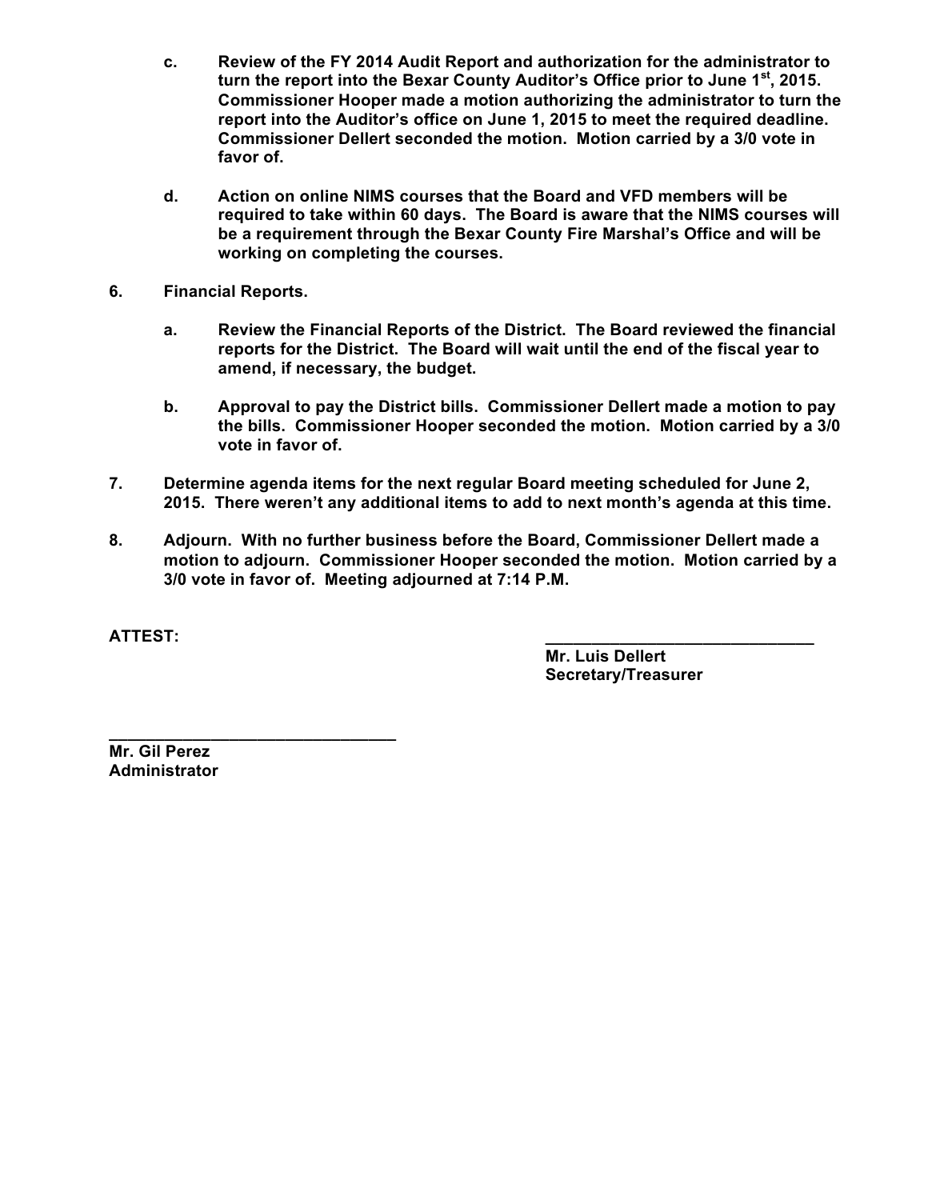c. **Review of the FY 2014 Audit Report and authorization for the administrator to turn the report into the Bexar County Auditor's Office prior to June 1st, 2015. Commissioner Hooper made a motion authorizing the administrator to turn the report into the Auditor's office on June 1, 2015 to meet the required deadline. Commissioner Dellert seconded the motion. Motion carried by a 3/0 vote in favor of.**

d. **Action on online NIMS courses that the Board and VFD members will be required to take within 60 days. The Board is aware that the NIMS courses will be a requirement through the Bexar County Fire Marshal's Office and will be working on completing the courses.**

6. **Financial Reports.**

   a. **Review the Financial Reports of the District. The Board reviewed the financial reports for the District. The Board will wait until the end of the fiscal year to amend, if necessary, the budget.**

   b. **Approval to pay the District bills. Commissioner Dellert made a motion to pay the bills. Commissioner Hooper seconded the motion. Motion carried by a 3/0 vote in favor of.**

7. **Determine agenda items for the next regular Board meeting scheduled for June 2, 2015. There weren't any additional items to add to next month's agenda at this time.**

8. **Adjourn. With no further business before the Board, Commissioner Dellert made a motion to adjourn. Commissioner Hooper seconded the motion. Motion carried by a 3/0 vote in favor of. Meeting adjourned at 7:14 P.M.**

**ATTEST:**

**______________________________**
**Mr. Luis Dellert**
**Secretary/Treasurer**

**________________________________**
**Mr. Gil Perez**
**Administrator**